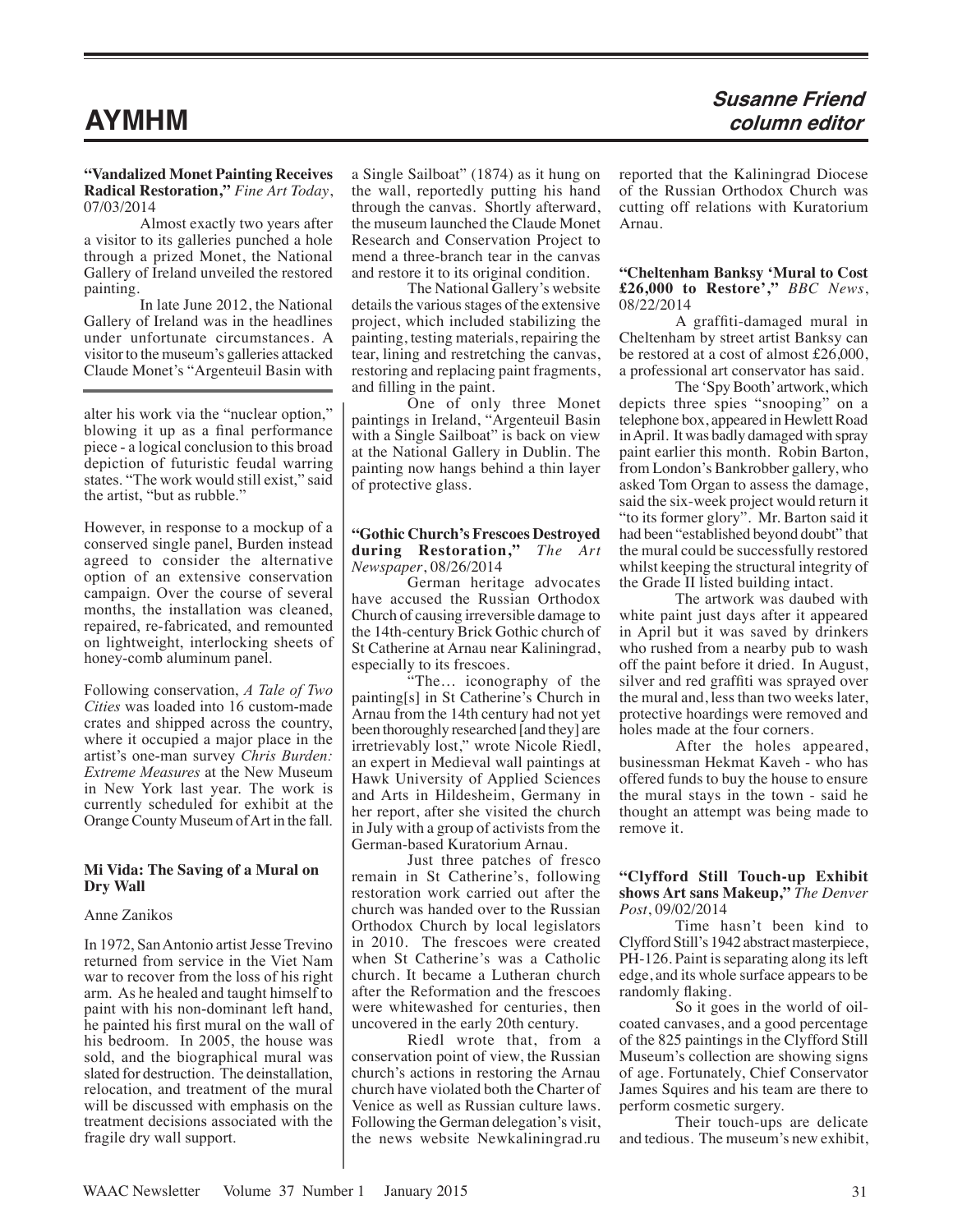# AYMHM

**Susanne Friend**
**column editor**

**"Vandalized Monet Painting Receives Radical Restoration,"** *Fine Art Today*, 07/03/2014

Almost exactly two years after a visitor to its galleries punched a hole through a prized Monet, the National Gallery of Ireland unveiled the restored painting.

In late June 2012, the National Gallery of Ireland was in the headlines under unfortunate circumstances. A visitor to the museum's galleries attacked Claude Monet's "Argenteuil Basin with a Single Sailboat" (1874) as it hung on the wall, reportedly putting his hand through the canvas. Shortly afterward, the museum launched the Claude Monet Research and Conservation Project to mend a three-branch tear in the canvas and restore it to its original condition.

The National Gallery's website details the various stages of the extensive project, which included stabilizing the painting, testing materials, repairing the tear, lining and restretching the canvas, restoring and replacing paint fragments, and filling in the paint.

One of only three Monet paintings in Ireland, "Argenteuil Basin with a Single Sailboat" is back on view at the National Gallery in Dublin. The painting now hangs behind a thin layer of protective glass.

alter his work via the "nuclear option," blowing it up as a final performance piece - a logical conclusion to this broad depiction of futuristic feudal warring states. "The work would still exist," said the artist, "but as rubble."

However, in response to a mockup of a conserved single panel, Burden instead agreed to consider the alternative option of an extensive conservation campaign. Over the course of several months, the installation was cleaned, repaired, re-fabricated, and remounted on lightweight, interlocking sheets of honey-comb aluminum panel.

Following conservation, *A Tale of Two Cities* was loaded into 16 custom-made crates and shipped across the country, where it occupied a major place in the artist's one-man survey *Chris Burden: Extreme Measures* at the New Museum in New York last year. The work is currently scheduled for exhibit at the Orange County Museum of Art in the fall.

**Mi Vida: The Saving of a Mural on Dry Wall**

Anne Zanikos

In 1972, San Antonio artist Jesse Trevino returned from service in the Viet Nam war to recover from the loss of his right arm. As he healed and taught himself to paint with his non-dominant left hand, he painted his first mural on the wall of his bedroom. In 2005, the house was sold, and the biographical mural was slated for destruction. The deinstallation, relocation, and treatment of the mural will be discussed with emphasis on the treatment decisions associated with the fragile dry wall support.

**"Gothic Church's Frescoes Destroyed during Restoration,"** *The Art Newspaper*, 08/26/2014

German heritage advocates have accused the Russian Orthodox Church of causing irreversible damage to the 14th-century Brick Gothic church of St Catherine at Arnau near Kaliningrad, especially to its frescoes.

"The… iconography of the painting[s] in St Catherine's Church in Arnau from the 14th century had not yet been thoroughly researched [and they] are irretrievably lost," wrote Nicole Riedl, an expert in Medieval wall paintings at Hawk University of Applied Sciences and Arts in Hildesheim, Germany in her report, after she visited the church in July with a group of activists from the German-based Kuratorium Arnau.

Just three patches of fresco remain in St Catherine's, following restoration work carried out after the church was handed over to the Russian Orthodox Church by local legislators in 2010. The frescoes were created when St Catherine's was a Catholic church. It became a Lutheran church after the Reformation and the frescoes were whitewashed for centuries, then uncovered in the early 20th century.

Riedl wrote that, from a conservation point of view, the Russian church's actions in restoring the Arnau church have violated both the Charter of Venice as well as Russian culture laws. Following the German delegation's visit, the news website Newkaliningrad.ru reported that the Kaliningrad Diocese of the Russian Orthodox Church was cutting off relations with Kuratorium Arnau.

**"Cheltenham Banksy 'Mural to Cost £26,000 to Restore',"** *BBC News*, 08/22/2014

A graffiti-damaged mural in Cheltenham by street artist Banksy can be restored at a cost of almost £26,000, a professional art conservator has said.

The 'Spy Booth' artwork, which depicts three spies "snooping" on a telephone box, appeared in Hewlett Road in April. It was badly damaged with spray paint earlier this month. Robin Barton, from London's Bankrobber gallery, who asked Tom Organ to assess the damage, said the six-week project would return it "to its former glory". Mr. Barton said it had been "established beyond doubt" that the mural could be successfully restored whilst keeping the structural integrity of the Grade II listed building intact.

The artwork was daubed with white paint just days after it appeared in April but it was saved by drinkers who rushed from a nearby pub to wash off the paint before it dried. In August, silver and red graffiti was sprayed over the mural and, less than two weeks later, protective hoardings were removed and holes made at the four corners.

After the holes appeared, businessman Hekmat Kaveh - who has offered funds to buy the house to ensure the mural stays in the town - said he thought an attempt was being made to remove it.

**"Clyfford Still Touch-up Exhibit shows Art sans Makeup,"** *The Denver Post*, 09/02/2014

Time hasn't been kind to Clyfford Still's 1942 abstract masterpiece, PH-126. Paint is separating along its left edge, and its whole surface appears to be randomly flaking.

So it goes in the world of oil-coated canvases, and a good percentage of the 825 paintings in the Clyfford Still Museum's collection are showing signs of age. Fortunately, Chief Conservator James Squires and his team are there to perform cosmetic surgery.

Their touch-ups are delicate and tedious. The museum's new exhibit,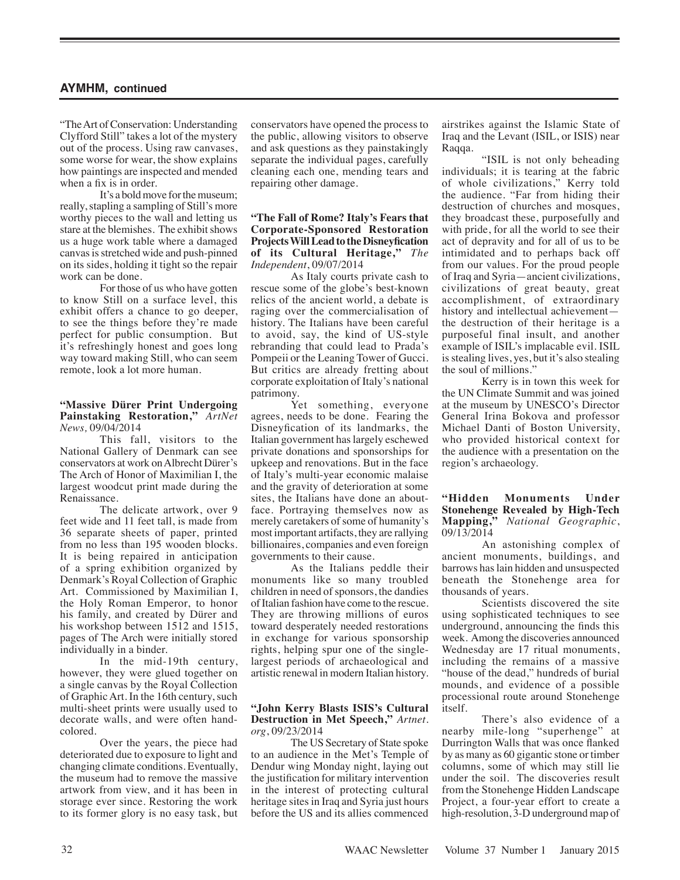## AYMHM, continued

"The Art of Conservation: Understanding Clyfford Still" takes a lot of the mystery out of the process. Using raw canvases, some worse for wear, the show explains how paintings are inspected and mended when a fix is in order.

It's a bold move for the museum; really, stapling a sampling of Still's more worthy pieces to the wall and letting us stare at the blemishes. The exhibit shows us a huge work table where a damaged canvas is stretched wide and push-pinned on its sides, holding it tight so the repair work can be done.

For those of us who have gotten to know Still on a surface level, this exhibit offers a chance to go deeper, to see the things before they're made perfect for public consumption. But it's refreshingly honest and goes long way toward making Still, who can seem remote, look a lot more human.

**"Massive Dürer Print Undergoing Painstaking Restoration,"** *ArtNet News,* 09/04/2014

This fall, visitors to the National Gallery of Denmark can see conservators at work on Albrecht Dürer's The Arch of Honor of Maximilian I, the largest woodcut print made during the Renaissance.

The delicate artwork, over 9 feet wide and 11 feet tall, is made from 36 separate sheets of paper, printed from no less than 195 wooden blocks. It is being repaired in anticipation of a spring exhibition organized by Denmark's Royal Collection of Graphic Art. Commissioned by Maximilian I, the Holy Roman Emperor, to honor his family, and created by Dürer and his workshop between 1512 and 1515, pages of The Arch were initially stored individually in a binder.

In the mid-19th century, however, they were glued together on a single canvas by the Royal Collection of Graphic Art. In the 16th century, such multi-sheet prints were usually used to decorate walls, and were often hand-colored.

Over the years, the piece had deteriorated due to exposure to light and changing climate conditions. Eventually, the museum had to remove the massive artwork from view, and it has been in storage ever since. Restoring the work to its former glory is no easy task, but conservators have opened the process to the public, allowing visitors to observe and ask questions as they painstakingly separate the individual pages, carefully cleaning each one, mending tears and repairing other damage.

**"The Fall of Rome? Italy's Fears that Corporate-Sponsored Restoration Projects Will Lead to the Disneyfication of its Cultural Heritage,"** *The Independent*, 09/07/2014

As Italy courts private cash to rescue some of the globe's best-known relics of the ancient world, a debate is raging over the commercialisation of history. The Italians have been careful to avoid, say, the kind of US-style rebranding that could lead to Prada's Pompeii or the Leaning Tower of Gucci. But critics are already fretting about corporate exploitation of Italy's national patrimony.

Yet something, everyone agrees, needs to be done. Fearing the Disneyfication of its landmarks, the Italian government has largely eschewed private donations and sponsorships for upkeep and renovations. But in the face of Italy's multi-year economic malaise and the gravity of deterioration at some sites, the Italians have done an about-face. Portraying themselves now as merely caretakers of some of humanity's most important artifacts, they are rallying billionaires, companies and even foreign governments to their cause.

As the Italians peddle their monuments like so many troubled children in need of sponsors, the dandies of Italian fashion have come to the rescue. They are throwing millions of euros toward desperately needed restorations in exchange for various sponsorship rights, helping spur one of the single-largest periods of archaeological and artistic renewal in modern Italian history.

**"John Kerry Blasts ISIS's Cultural Destruction in Met Speech,"** *Artnet.org*, 09/23/2014

The US Secretary of State spoke to an audience in the Met's Temple of Dendur wing Monday night, laying out the justification for military intervention in the interest of protecting cultural heritage sites in Iraq and Syria just hours before the US and its allies commenced airstrikes against the Islamic State of Iraq and the Levant (ISIL, or ISIS) near Raqqa.

"ISIL is not only beheading individuals; it is tearing at the fabric of whole civilizations," Kerry told the audience. "Far from hiding their destruction of churches and mosques, they broadcast these, purposefully and with pride, for all the world to see their act of depravity and for all of us to be intimidated and to perhaps back off from our values. For the proud people of Iraq and Syria—ancient civilizations, civilizations of great beauty, great accomplishment, of extraordinary history and intellectual achievement—the destruction of their heritage is a purposeful final insult, and another example of ISIL's implacable evil. ISIL is stealing lives, yes, but it's also stealing the soul of millions."

Kerry is in town this week for the UN Climate Summit and was joined at the museum by UNESCO's Director General Irina Bokova and professor Michael Danti of Boston University, who provided historical context for the audience with a presentation on the region's archaeology.

**"Hidden Monuments Under Stonehenge Revealed by High-Tech Mapping,"** *National Geographic*, 09/13/2014

An astonishing complex of ancient monuments, buildings, and barrows has lain hidden and unsuspected beneath the Stonehenge area for thousands of years.

Scientists discovered the site using sophisticated techniques to see underground, announcing the finds this week. Among the discoveries announced Wednesday are 17 ritual monuments, including the remains of a massive "house of the dead," hundreds of burial mounds, and evidence of a possible processional route around Stonehenge itself.

There's also evidence of a nearby mile-long "superhenge" at Durrington Walls that was once flanked by as many as 60 gigantic stone or timber columns, some of which may still lie under the soil. The discoveries result from the Stonehenge Hidden Landscape Project, a four-year effort to create a high-resolution, 3-D underground map of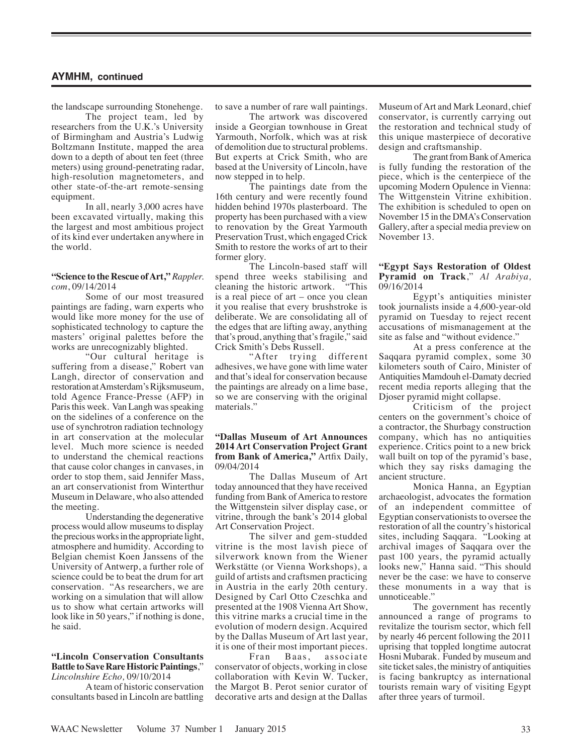## AYMHM, continued

the landscape surrounding Stonehenge.

The project team, led by researchers from the U.K.'s University of Birmingham and Austria's Ludwig Boltzmann Institute, mapped the area down to a depth of about ten feet (three meters) using ground-penetrating radar, high-resolution magnetometers, and other state-of-the-art remote-sensing equipment.

In all, nearly 3,000 acres have been excavated virtually, making this the largest and most ambitious project of its kind ever undertaken anywhere in the world.

**"Science to the Rescue of Art,"** *Rappler.com*, 09/14/2014

Some of our most treasured paintings are fading, warn experts who would like more money for the use of sophisticated technology to capture the masters' original palettes before the works are unrecognizably blighted.

"Our cultural heritage is suffering from a disease," Robert van Langh, director of conservation and restoration at Amsterdam's Rijksmuseum, told Agence France-Presse (AFP) in Paris this week. Van Langh was speaking on the sidelines of a conference on the use of synchrotron radiation technology in art conservation at the molecular level. Much more science is needed to understand the chemical reactions that cause color changes in canvases, in order to stop them, said Jennifer Mass, an art conservationist from Winterthur Museum in Delaware, who also attended the meeting.

Understanding the degenerative process would allow museums to display the precious works in the appropriate light, atmosphere and humidity. According to Belgian chemist Koen Janssens of the University of Antwerp, a further role of science could be to beat the drum for art conservation. "As researchers, we are working on a simulation that will allow us to show what certain artworks will look like in 50 years," if nothing is done, he said.

**"Lincoln Conservation Consultants Battle to Save Rare Historic Paintings**," *Lincolnshire Echo,* 09/10/2014

A team of historic conservation consultants based in Lincoln are battling to save a number of rare wall paintings.

The artwork was discovered inside a Georgian townhouse in Great Yarmouth, Norfolk, which was at risk of demolition due to structural problems. But experts at Crick Smith, who are based at the University of Lincoln, have now stepped in to help.

The paintings date from the 16th century and were recently found hidden behind 1970s plasterboard. The property has been purchased with a view to renovation by the Great Yarmouth Preservation Trust, which engaged Crick Smith to restore the works of art to their former glory.

The Lincoln-based staff will spend three weeks stabilising and cleaning the historic artwork. "This is a real piece of art – once you clean it you realise that every brushstroke is deliberate. We are consolidating all of the edges that are lifting away, anything that's proud, anything that's fragile," said Crick Smith's Debs Russell.

"After trying different adhesives, we have gone with lime water and that's ideal for conservation because the paintings are already on a lime base, so we are conserving with the original materials."

**"Dallas Museum of Art Announces 2014 Art Conservation Project Grant from Bank of America,"** Artfix Daily, 09/04/2014

The Dallas Museum of Art today announced that they have received funding from Bank of America to restore the Wittgenstein silver display case, or vitrine, through the bank's 2014 global Art Conservation Project.

The silver and gem-studded vitrine is the most lavish piece of silverwork known from the Wiener Werkstätte (or Vienna Workshops), a guild of artists and craftsmen practicing in Austria in the early 20th century. Designed by Carl Otto Czeschka and presented at the 1908 Vienna Art Show, this vitrine marks a crucial time in the evolution of modern design. Acquired by the Dallas Museum of Art last year, it is one of their most important pieces.

Fran Baas, associate conservator of objects, working in close collaboration with Kevin W. Tucker, the Margot B. Perot senior curator of decorative arts and design at the Dallas Museum of Art and Mark Leonard, chief conservator, is currently carrying out the restoration and technical study of this unique masterpiece of decorative design and craftsmanship.

The grant from Bank of America is fully funding the restoration of the piece, which is the centerpiece of the upcoming Modern Opulence in Vienna: The Wittgenstein Vitrine exhibition. The exhibition is scheduled to open on November 15 in the DMA's Conservation Gallery, after a special media preview on November 13.

**"Egypt Says Restoration of Oldest Pyramid on Track**," *Al Arabiya,* 09/16/2014

Egypt's antiquities minister took journalists inside a 4,600-year-old pyramid on Tuesday to reject recent accusations of mismanagement at the site as false and "without evidence."

At a press conference at the Saqqara pyramid complex, some 30 kilometers south of Cairo, Minister of Antiquities Mamdouh el-Damaty decried recent media reports alleging that the Djoser pyramid might collapse.

Criticism of the project centers on the government's choice of a contractor, the Shurbagy construction company, which has no antiquities experience. Critics point to a new brick wall built on top of the pyramid's base, which they say risks damaging the ancient structure.

Monica Hanna, an Egyptian archaeologist, advocates the formation of an independent committee of Egyptian conservationists to oversee the restoration of all the country's historical sites, including Saqqara. "Looking at archival images of Saqqara over the past 100 years, the pyramid actually looks new," Hanna said. "This should never be the case: we have to conserve these monuments in a way that is unnoticeable."

The government has recently announced a range of programs to revitalize the tourism sector, which fell by nearly 46 percent following the 2011 uprising that toppled longtime autocrat Hosni Mubarak. Funded by museum and site ticket sales, the ministry of antiquities is facing bankruptcy as international tourists remain wary of visiting Egypt after three years of turmoil.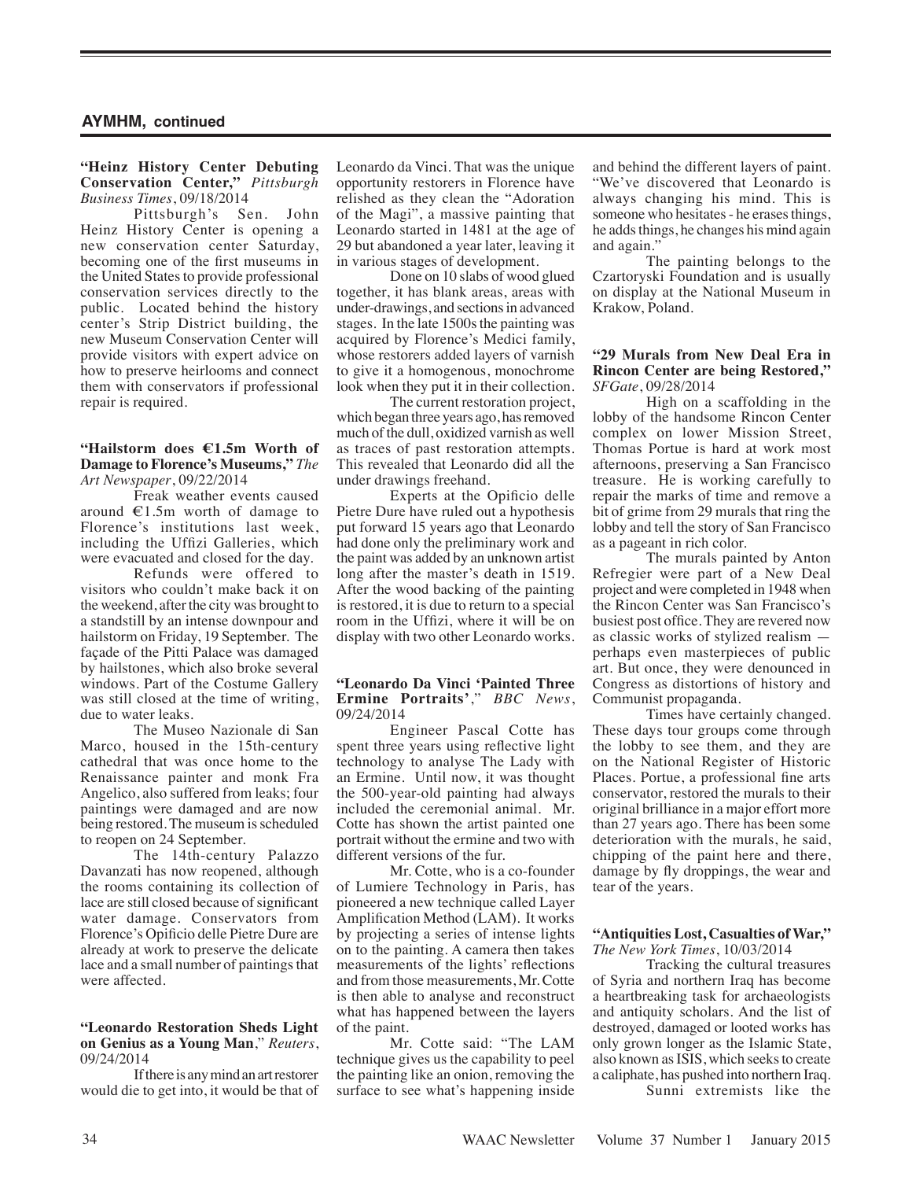## AYMHM, continued

**"Heinz History Center Debuting Conservation Center,"** *Pittsburgh Business Times*, 09/18/2014

Pittsburgh's Sen. John Heinz History Center is opening a new conservation center Saturday, becoming one of the first museums in the United States to provide professional conservation services directly to the public. Located behind the history center's Strip District building, the new Museum Conservation Center will provide visitors with expert advice on how to preserve heirlooms and connect them with conservators if professional repair is required.

**"Hailstorm does €1.5m Worth of Damage to Florence's Museums,"** *The Art Newspaper*, 09/22/2014

Freak weather events caused around €1.5m worth of damage to Florence's institutions last week, including the Uffizi Galleries, which were evacuated and closed for the day.

Refunds were offered to visitors who couldn't make back it on the weekend, after the city was brought to a standstill by an intense downpour and hailstorm on Friday, 19 September. The façade of the Pitti Palace was damaged by hailstones, which also broke several windows. Part of the Costume Gallery was still closed at the time of writing, due to water leaks.

The Museo Nazionale di San Marco, housed in the 15th-century cathedral that was once home to the Renaissance painter and monk Fra Angelico, also suffered from leaks; four paintings were damaged and are now being restored. The museum is scheduled to reopen on 24 September.

The 14th-century Palazzo Davanzati has now reopened, although the rooms containing its collection of lace are still closed because of significant water damage. Conservators from Florence's Opificio delle Pietre Dure are already at work to preserve the delicate lace and a small number of paintings that were affected.

**"Leonardo Restoration Sheds Light on Genius as a Young Man**," *Reuters*, 09/24/2014

If there is any mind an art restorer would die to get into, it would be that of Leonardo da Vinci. That was the unique opportunity restorers in Florence have relished as they clean the "Adoration of the Magi", a massive painting that Leonardo started in 1481 at the age of 29 but abandoned a year later, leaving it in various stages of development.

Done on 10 slabs of wood glued together, it has blank areas, areas with under-drawings, and sections in advanced stages. In the late 1500s the painting was acquired by Florence's Medici family, whose restorers added layers of varnish to give it a homogenous, monochrome look when they put it in their collection.

The current restoration project, which began three years ago, has removed much of the dull, oxidized varnish as well as traces of past restoration attempts. This revealed that Leonardo did all the under drawings freehand.

Experts at the Opificio delle Pietre Dure have ruled out a hypothesis put forward 15 years ago that Leonardo had done only the preliminary work and the paint was added by an unknown artist long after the master's death in 1519. After the wood backing of the painting is restored, it is due to return to a special room in the Uffizi, where it will be on display with two other Leonardo works.

**"Leonardo Da Vinci 'Painted Three Ermine Portraits'**," *BBC News*, 09/24/2014

Engineer Pascal Cotte has spent three years using reflective light technology to analyse The Lady with an Ermine. Until now, it was thought the 500-year-old painting had always included the ceremonial animal. Mr. Cotte has shown the artist painted one portrait without the ermine and two with different versions of the fur.

Mr. Cotte, who is a co-founder of Lumiere Technology in Paris, has pioneered a new technique called Layer Amplification Method (LAM). It works by projecting a series of intense lights on to the painting. A camera then takes measurements of the lights' reflections and from those measurements, Mr. Cotte is then able to analyse and reconstruct what has happened between the layers of the paint.

Mr. Cotte said: "The LAM technique gives us the capability to peel the painting like an onion, removing the surface to see what's happening inside and behind the different layers of paint. "We've discovered that Leonardo is always changing his mind. This is someone who hesitates - he erases things, he adds things, he changes his mind again and again."

The painting belongs to the Czartoryski Foundation and is usually on display at the National Museum in Krakow, Poland.

**"29 Murals from New Deal Era in Rincon Center are being Restored,"** *SFGate*, 09/28/2014

High on a scaffolding in the lobby of the handsome Rincon Center complex on lower Mission Street, Thomas Portue is hard at work most afternoons, preserving a San Francisco treasure. He is working carefully to repair the marks of time and remove a bit of grime from 29 murals that ring the lobby and tell the story of San Francisco as a pageant in rich color.

The murals painted by Anton Refregier were part of a New Deal project and were completed in 1948 when the Rincon Center was San Francisco's busiest post office. They are revered now as classic works of stylized realism — perhaps even masterpieces of public art. But once, they were denounced in Congress as distortions of history and Communist propaganda.

Times have certainly changed. These days tour groups come through the lobby to see them, and they are on the National Register of Historic Places. Portue, a professional fine arts conservator, restored the murals to their original brilliance in a major effort more than 27 years ago. There has been some deterioration with the murals, he said, chipping of the paint here and there, damage by fly droppings, the wear and tear of the years.

**"Antiquities Lost, Casualties of War,"** *The New York Times*, 10/03/2014

Tracking the cultural treasures of Syria and northern Iraq has become a heartbreaking task for archaeologists and antiquity scholars. And the list of destroyed, damaged or looted works has only grown longer as the Islamic State, also known as ISIS, which seeks to create a caliphate, has pushed into northern Iraq.

Sunni extremists like the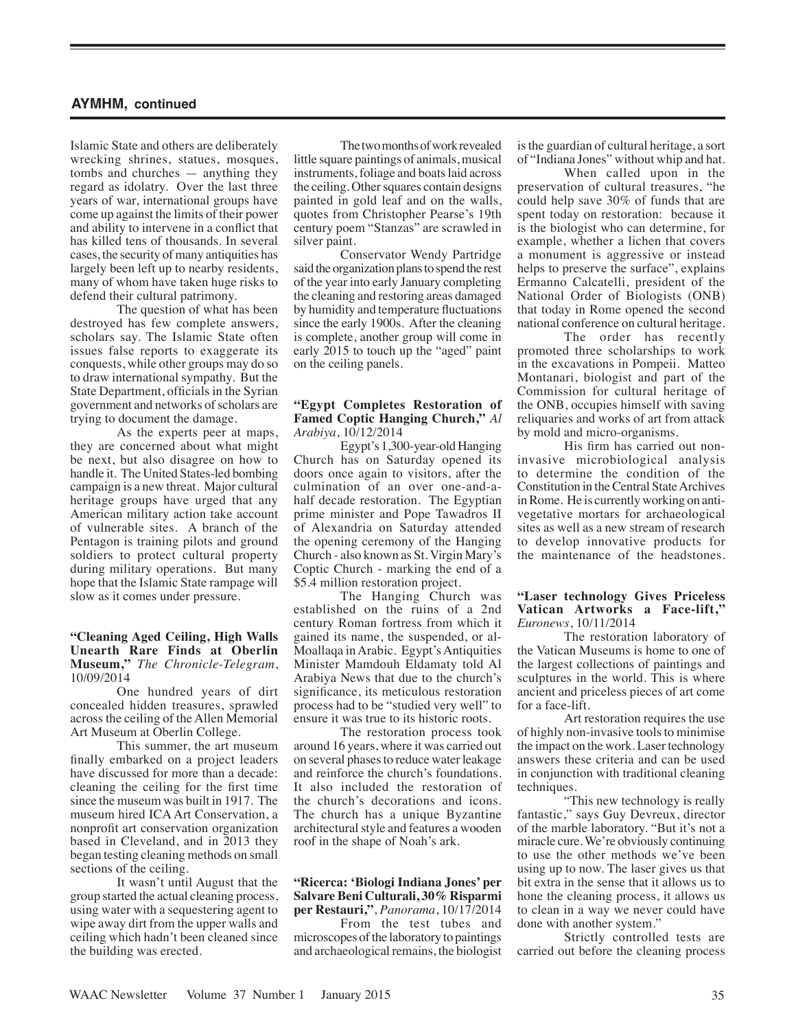## AYMHM, continued

Islamic State and others are deliberately wrecking shrines, statues, mosques, tombs and churches — anything they regard as idolatry. Over the last three years of war, international groups have come up against the limits of their power and ability to intervene in a conflict that has killed tens of thousands. In several cases, the security of many antiquities has largely been left up to nearby residents, many of whom have taken huge risks to defend their cultural patrimony.

The question of what has been destroyed has few complete answers, scholars say. The Islamic State often issues false reports to exaggerate its conquests, while other groups may do so to draw international sympathy. But the State Department, officials in the Syrian government and networks of scholars are trying to document the damage.

As the experts peer at maps, they are concerned about what might be next, but also disagree on how to handle it. The United States-led bombing campaign is a new threat. Major cultural heritage groups have urged that any American military action take account of vulnerable sites. A branch of the Pentagon is training pilots and ground soldiers to protect cultural property during military operations. But many hope that the Islamic State rampage will slow as it comes under pressure.

**"Cleaning Aged Ceiling, High Walls Unearth Rare Finds at Oberlin Museum,"** *The Chronicle-Telegram*, 10/09/2014

One hundred years of dirt concealed hidden treasures, sprawled across the ceiling of the Allen Memorial Art Museum at Oberlin College.

This summer, the art museum finally embarked on a project leaders have discussed for more than a decade: cleaning the ceiling for the first time since the museum was built in 1917. The museum hired ICA Art Conservation, a nonprofit art conservation organization based in Cleveland, and in 2013 they began testing cleaning methods on small sections of the ceiling.

It wasn't until August that the group started the actual cleaning process, using water with a sequestering agent to wipe away dirt from the upper walls and ceiling which hadn't been cleaned since the building was erected.

The two months of work revealed little square paintings of animals, musical instruments, foliage and boats laid across the ceiling. Other squares contain designs painted in gold leaf and on the walls, quotes from Christopher Pearse's 19th century poem "Stanzas" are scrawled in silver paint.

Conservator Wendy Partridge said the organization plans to spend the rest of the year into early January completing the cleaning and restoring areas damaged by humidity and temperature fluctuations since the early 1900s. After the cleaning is complete, another group will come in early 2015 to touch up the "aged" paint on the ceiling panels.

**"Egypt Completes Restoration of Famed Coptic Hanging Church,"** *Al Arabiya*, 10/12/2014

Egypt's 1,300-year-old Hanging Church has on Saturday opened its doors once again to visitors, after the culmination of an over one-and-a-half decade restoration. The Egyptian prime minister and Pope Tawadros II of Alexandria on Saturday attended the opening ceremony of the Hanging Church - also known as St. Virgin Mary's Coptic Church - marking the end of a $5.4 million restoration project.

The Hanging Church was established on the ruins of a 2nd century Roman fortress from which it gained its name, the suspended, or al-Moallaqa in Arabic. Egypt's Antiquities Minister Mamdouh Eldamaty told Al Arabiya News that due to the church's significance, its meticulous restoration process had to be "studied very well" to ensure it was true to its historic roots.

The restoration process took around 16 years, where it was carried out on several phases to reduce water leakage and reinforce the church's foundations. It also included the restoration of the church's decorations and icons. The church has a unique Byzantine architectural style and features a wooden roof in the shape of Noah's ark.

**"Ricerca: 'Biologi Indiana Jones' per Salvare Beni Culturali, 30% Risparmi per Restauri,"**, *Panorama*, 10/17/2014

From the test tubes and microscopes of the laboratory to paintings and archaeological remains, the biologist is the guardian of cultural heritage, a sort of "Indiana Jones" without whip and hat.

When called upon in the preservation of cultural treasures, "he could help save 30% of funds that are spent today on restoration: because it is the biologist who can determine, for example, whether a lichen that covers a monument is aggressive or instead helps to preserve the surface", explains Ermanno Calcatelli, president of the National Order of Biologists (ONB) that today in Rome opened the second national conference on cultural heritage.

The order has recently promoted three scholarships to work in the excavations in Pompeii. Matteo Montanari, biologist and part of the Commission for cultural heritage of the ONB, occupies himself with saving reliquaries and works of art from attack by mold and micro-organisms.

His firm has carried out non-invasive microbiological analysis to determine the condition of the Constitution in the Central State Archives in Rome. He is currently working on anti-vegetative mortars for archaeological sites as well as a new stream of research to develop innovative products for the maintenance of the headstones.

**"Laser technology Gives Priceless Vatican Artworks a Face-lift,"** *Euronews*, 10/11/2014

The restoration laboratory of the Vatican Museums is home to one of the largest collections of paintings and sculptures in the world. This is where ancient and priceless pieces of art come for a face-lift.

Art restoration requires the use of highly non-invasive tools to minimise the impact on the work. Laser technology answers these criteria and can be used in conjunction with traditional cleaning techniques.

"This new technology is really fantastic," says Guy Devreux, director of the marble laboratory. "But it's not a miracle cure. We're obviously continuing to use the other methods we've been using up to now. The laser gives us that bit extra in the sense that it allows us to hone the cleaning process, it allows us to clean in a way we never could have done with another system."

Strictly controlled tests are carried out before the cleaning process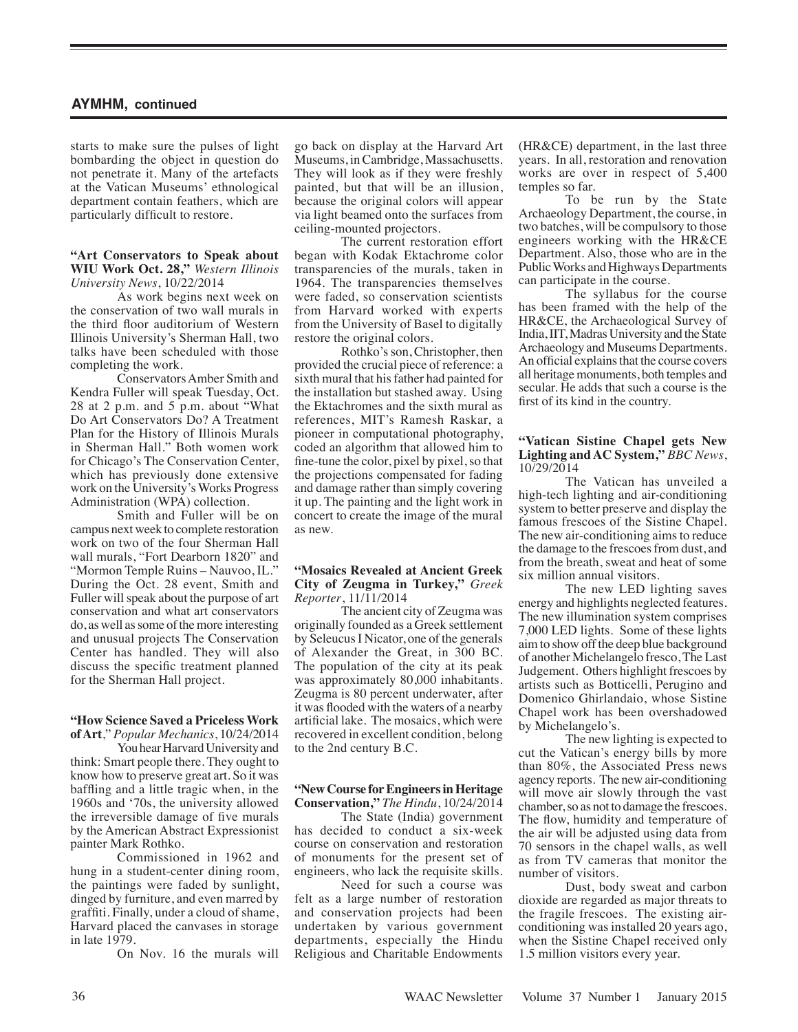## AYMHM, continued

starts to make sure the pulses of light bombarding the object in question do not penetrate it. Many of the artefacts at the Vatican Museums' ethnological department contain feathers, which are particularly difficult to restore.

**"Art Conservators to Speak about WIU Work Oct. 28,"** *Western Illinois University News*, 10/22/2014

As work begins next week on the conservation of two wall murals in the third floor auditorium of Western Illinois University's Sherman Hall, two talks have been scheduled with those completing the work.

Conservators Amber Smith and Kendra Fuller will speak Tuesday, Oct. 28 at 2 p.m. and 5 p.m. about "What Do Art Conservators Do? A Treatment Plan for the History of Illinois Murals in Sherman Hall." Both women work for Chicago's The Conservation Center, which has previously done extensive work on the University's Works Progress Administration (WPA) collection.

Smith and Fuller will be on campus next week to complete restoration work on two of the four Sherman Hall wall murals, "Fort Dearborn 1820" and "Mormon Temple Ruins – Nauvoo, IL." During the Oct. 28 event, Smith and Fuller will speak about the purpose of art conservation and what art conservators do, as well as some of the more interesting and unusual projects The Conservation Center has handled. They will also discuss the specific treatment planned for the Sherman Hall project.

**"How Science Saved a Priceless Work of Art**," *Popular Mechanics*, 10/24/2014

You hear Harvard University and think: Smart people there. They ought to know how to preserve great art. So it was baffling and a little tragic when, in the 1960s and '70s, the university allowed the irreversible damage of five murals by the American Abstract Expressionist painter Mark Rothko.

Commissioned in 1962 and hung in a student-center dining room, the paintings were faded by sunlight, dinged by furniture, and even marred by graffiti. Finally, under a cloud of shame, Harvard placed the canvases in storage in late 1979.

On Nov. 16 the murals will go back on display at the Harvard Art Museums, in Cambridge, Massachusetts. They will look as if they were freshly painted, but that will be an illusion, because the original colors will appear via light beamed onto the surfaces from ceiling-mounted projectors.

The current restoration effort began with Kodak Ektachrome color transparencies of the murals, taken in 1964. The transparencies themselves were faded, so conservation scientists from Harvard worked with experts from the University of Basel to digitally restore the original colors.

Rothko's son, Christopher, then provided the crucial piece of reference: a sixth mural that his father had painted for the installation but stashed away. Using the Ektachromes and the sixth mural as references, MIT's Ramesh Raskar, a pioneer in computational photography, coded an algorithm that allowed him to fine-tune the color, pixel by pixel, so that the projections compensated for fading and damage rather than simply covering it up. The painting and the light work in concert to create the image of the mural as new.

**"Mosaics Revealed at Ancient Greek City of Zeugma in Turkey,"** *Greek Reporter*, 11/11/2014

The ancient city of Zeugma was originally founded as a Greek settlement by Seleucus I Nicator, one of the generals of Alexander the Great, in 300 BC. The population of the city at its peak was approximately 80,000 inhabitants. Zeugma is 80 percent underwater, after it was flooded with the waters of a nearby artificial lake. The mosaics, which were recovered in excellent condition, belong to the 2nd century B.C.

**"New Course for Engineers in Heritage Conservation,"** *The Hindu*, 10/24/2014

The State (India) government has decided to conduct a six-week course on conservation and restoration of monuments for the present set of engineers, who lack the requisite skills.

Need for such a course was felt as a large number of restoration and conservation projects had been undertaken by various government departments, especially the Hindu Religious and Charitable Endowments (HR&CE) department, in the last three years. In all, restoration and renovation works are over in respect of 5,400 temples so far.

To be run by the State Archaeology Department, the course, in two batches, will be compulsory to those engineers working with the HR&CE Department. Also, those who are in the Public Works and Highways Departments can participate in the course.

The syllabus for the course has been framed with the help of the HR&CE, the Archaeological Survey of India, IIT, Madras University and the State Archaeology and Museums Departments. An official explains that the course covers all heritage monuments, both temples and secular. He adds that such a course is the first of its kind in the country.

**"Vatican Sistine Chapel gets New Lighting and AC System,"** *BBC News*, 10/29/2014

The Vatican has unveiled a high-tech lighting and air-conditioning system to better preserve and display the famous frescoes of the Sistine Chapel. The new air-conditioning aims to reduce the damage to the frescoes from dust, and from the breath, sweat and heat of some six million annual visitors.

The new LED lighting saves energy and highlights neglected features. The new illumination system comprises 7,000 LED lights. Some of these lights aim to show off the deep blue background of another Michelangelo fresco, The Last Judgement. Others highlight frescoes by artists such as Botticelli, Perugino and Domenico Ghirlandaio, whose Sistine Chapel work has been overshadowed by Michelangelo's.

The new lighting is expected to cut the Vatican's energy bills by more than 80%, the Associated Press news agency reports. The new air-conditioning will move air slowly through the vast chamber, so as not to damage the frescoes. The flow, humidity and temperature of the air will be adjusted using data from 70 sensors in the chapel walls, as well as from TV cameras that monitor the number of visitors.

Dust, body sweat and carbon dioxide are regarded as major threats to the fragile frescoes. The existing air-conditioning was installed 20 years ago, when the Sistine Chapel received only 1.5 million visitors every year.